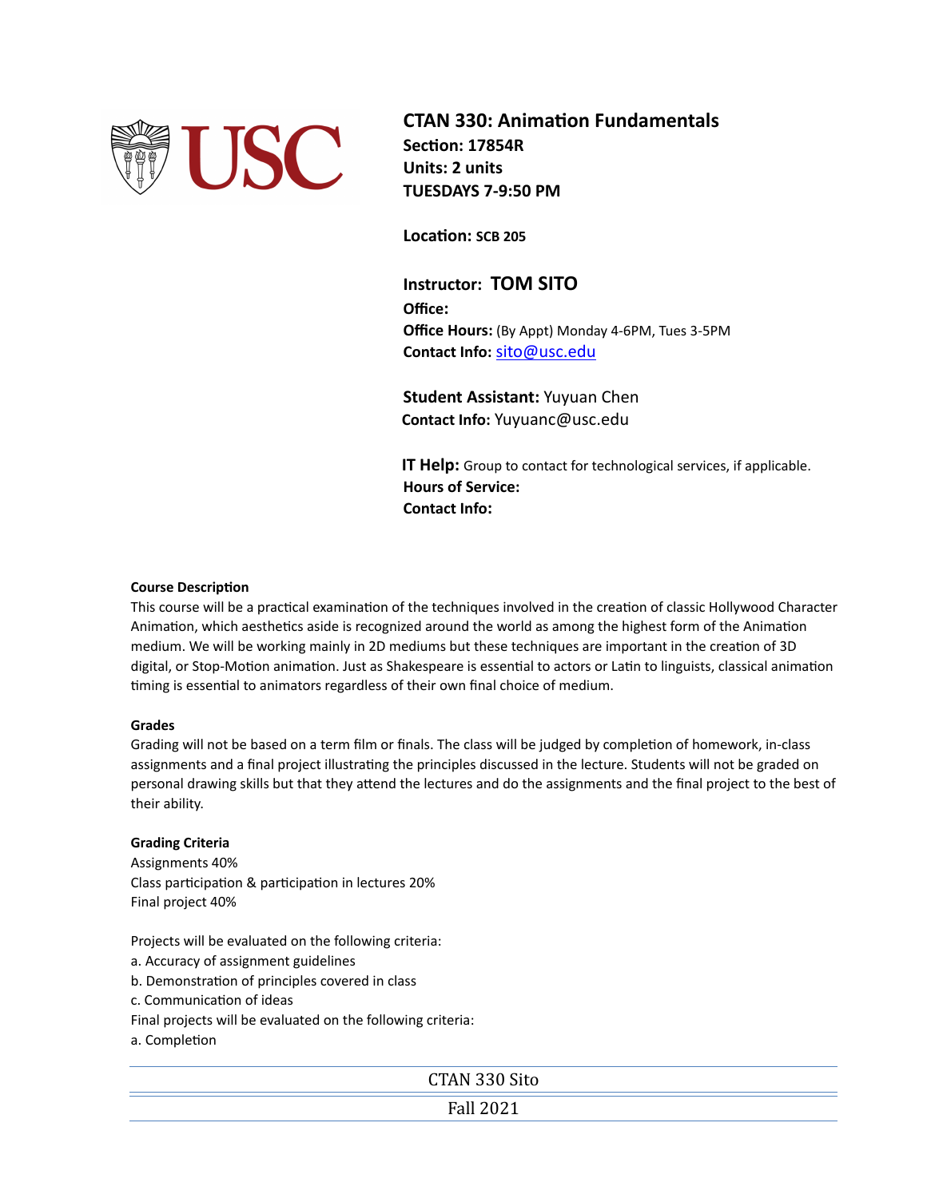# CTAN 330: Animation Fundamentals

**Section: 17854R**
**Units: 2 units**
**TUESDAYS 7-9:50 PM**

**Location: SCB 205**

**Instructor: TOM SITO**
**Office:**
**Office Hours:** (By Appt) Monday 4-6PM, Tues 3-5PM
**Contact Info:** sito@usc.edu

**Student Assistant:** Yuyuan Chen
**Contact Info:** Yuyuanc@usc.edu

**IT Help:** Group to contact for technological services, if applicable.
**Hours of Service:**
**Contact Info:**

### Course Description

This course will be a practical examination of the techniques involved in the creation of classic Hollywood Character Animation, which aesthetics aside is recognized around the world as among the highest form of the Animation medium. We will be working mainly in 2D mediums but these techniques are important in the creation of 3D digital, or Stop-Motion animation. Just as Shakespeare is essential to actors or Latin to linguists, classical animation timing is essential to animators regardless of their own final choice of medium.

### Grades

Grading will not be based on a term film or finals. The class will be judged by completion of homework, in-class assignments and a final project illustrating the principles discussed in the lecture. Students will not be graded on personal drawing skills but that they attend the lectures and do the assignments and the final project to the best of their ability.

### Grading Criteria

Assignments 40%
Class participation & participation in lectures 20%
Final project 40%

Projects will be evaluated on the following criteria:
a. Accuracy of assignment guidelines
b. Demonstration of principles covered in class
c. Communication of ideas
Final projects will be evaluated on the following criteria:
a. Completion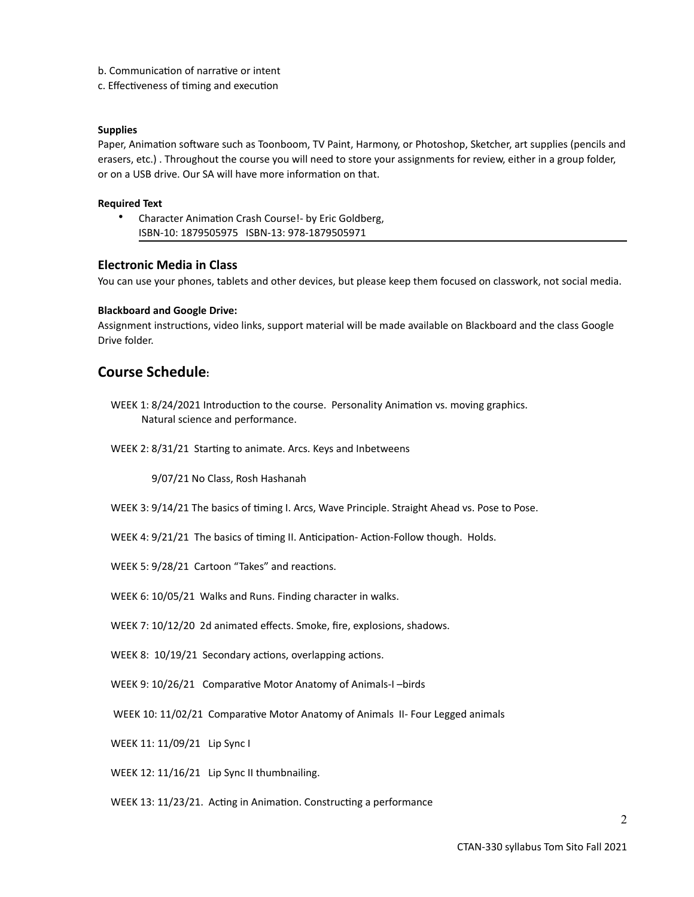b. Communication of narrative or intent
c. Effectiveness of timing and execution

**Supplies**
Paper, Animation software such as Toonboom, TV Paint, Harmony, or Photoshop, Sketcher, art supplies (pencils and erasers, etc.) . Throughout the course you will need to store your assignments for review, either in a group folder, or on a USB drive. Our SA will have more information on that.

**Required Text**

- Character Animation Crash Course!- by Eric Goldberg, ISBN-10: 1879505975 ISBN-13: 978-1879505971

## Electronic Media in Class

You can use your phones, tablets and other devices, but please keep them focused on classwork, not social media.

**Blackboard and Google Drive:**
Assignment instructions, video links, support material will be made available on Blackboard and the class Google Drive folder.

## Course Schedule:

WEEK 1: 8/24/2021 Introduction to the course. Personality Animation vs. moving graphics. Natural science and performance.

WEEK 2: 8/31/21 Starting to animate. Arcs. Keys and Inbetweens

9/07/21 No Class, Rosh Hashanah

WEEK 3: 9/14/21 The basics of timing I. Arcs, Wave Principle. Straight Ahead vs. Pose to Pose.

WEEK 4: 9/21/21 The basics of timing II. Anticipation- Action-Follow though. Holds.

WEEK 5: 9/28/21 Cartoon "Takes" and reactions.

WEEK 6: 10/05/21 Walks and Runs. Finding character in walks.

WEEK 7: 10/12/20 2d animated effects. Smoke, fire, explosions, shadows.

WEEK 8: 10/19/21 Secondary actions, overlapping actions.

WEEK 9: 10/26/21 Comparative Motor Anatomy of Animals-I –birds

WEEK 10: 11/02/21 Comparative Motor Anatomy of Animals II- Four Legged animals

WEEK 11: 11/09/21 Lip Sync I

WEEK 12: 11/16/21 Lip Sync II thumbnailing.

WEEK 13: 11/23/21. Acting in Animation. Constructing a performance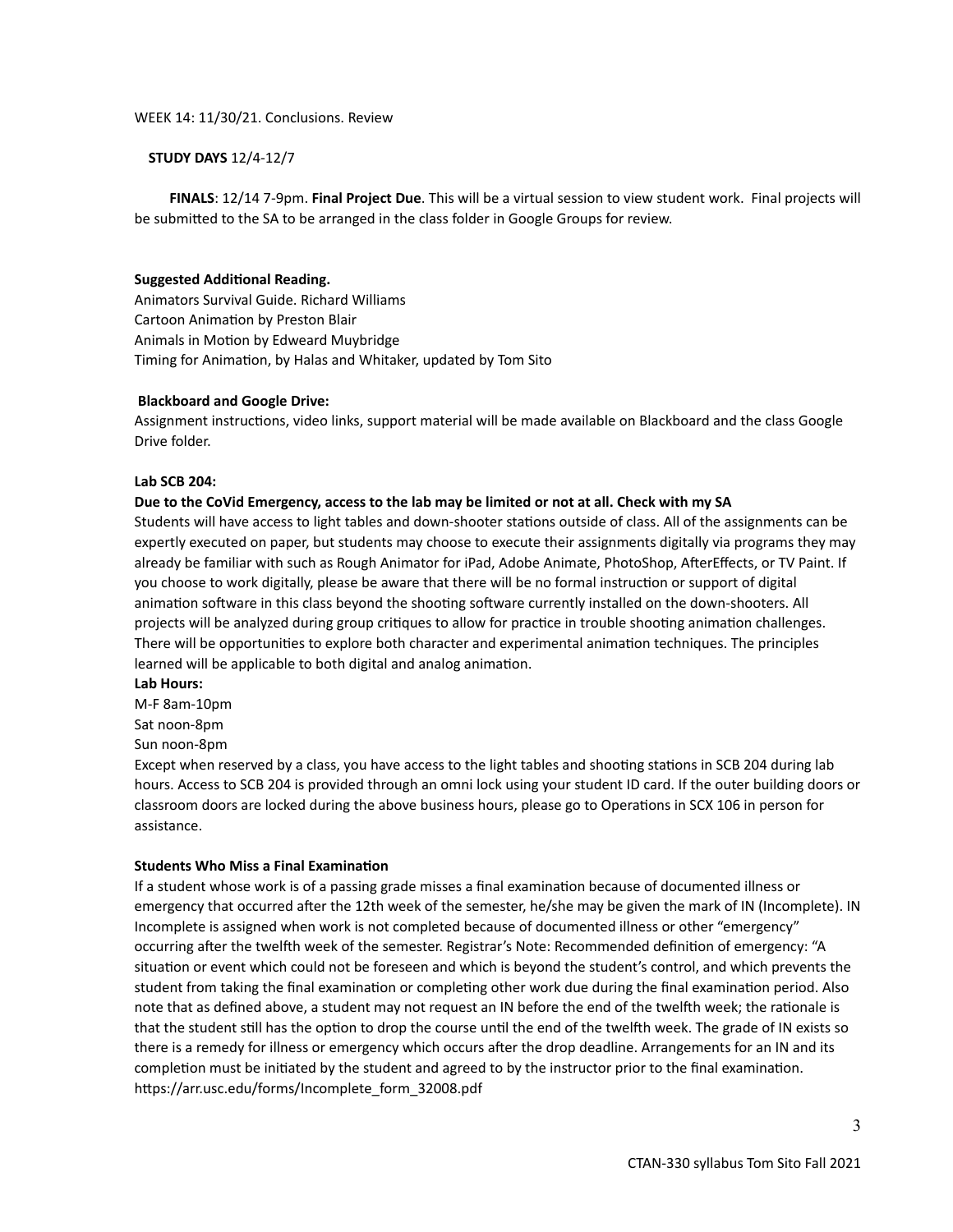WEEK 14: 11/30/21. Conclusions. Review

**STUDY DAYS** 12/4-12/7

**FINALS**: 12/14 7-9pm. **Final Project Due**. This will be a virtual session to view student work. Final projects will be submitted to the SA to be arranged in the class folder in Google Groups for review.

**Suggested Additional Reading.**

Animators Survival Guide. Richard Williams
Cartoon Animation by Preston Blair
Animals in Motion by Edweard Muybridge
Timing for Animation, by Halas and Whitaker, updated by Tom Sito

**Blackboard and Google Drive:**

Assignment instructions, video links, support material will be made available on Blackboard and the class Google Drive folder.

**Lab SCB 204:**

**Due to the CoVid Emergency, access to the lab may be limited or not at all. Check with my SA**

Students will have access to light tables and down-shooter stations outside of class. All of the assignments can be expertly executed on paper, but students may choose to execute their assignments digitally via programs they may already be familiar with such as Rough Animator for iPad, Adobe Animate, PhotoShop, AfterEffects, or TV Paint. If you choose to work digitally, please be aware that there will be no formal instruction or support of digital animation software in this class beyond the shooting software currently installed on the down-shooters. All projects will be analyzed during group critiques to allow for practice in trouble shooting animation challenges. There will be opportunities to explore both character and experimental animation techniques. The principles learned will be applicable to both digital and analog animation.

**Lab Hours:**

M-F 8am-10pm
Sat noon-8pm
Sun noon-8pm

Except when reserved by a class, you have access to the light tables and shooting stations in SCB 204 during lab hours. Access to SCB 204 is provided through an omni lock using your student ID card. If the outer building doors or classroom doors are locked during the above business hours, please go to Operations in SCX 106 in person for assistance.

**Students Who Miss a Final Examination**

If a student whose work is of a passing grade misses a final examination because of documented illness or emergency that occurred after the 12th week of the semester, he/she may be given the mark of IN (Incomplete). IN Incomplete is assigned when work is not completed because of documented illness or other "emergency" occurring after the twelfth week of the semester. Registrar's Note: Recommended definition of emergency: "A situation or event which could not be foreseen and which is beyond the student's control, and which prevents the student from taking the final examination or completing other work due during the final examination period. Also note that as defined above, a student may not request an IN before the end of the twelfth week; the rationale is that the student still has the option to drop the course until the end of the twelfth week. The grade of IN exists so there is a remedy for illness or emergency which occurs after the drop deadline. Arrangements for an IN and its completion must be initiated by the student and agreed to by the instructor prior to the final examination. https://arr.usc.edu/forms/Incomplete_form_32008.pdf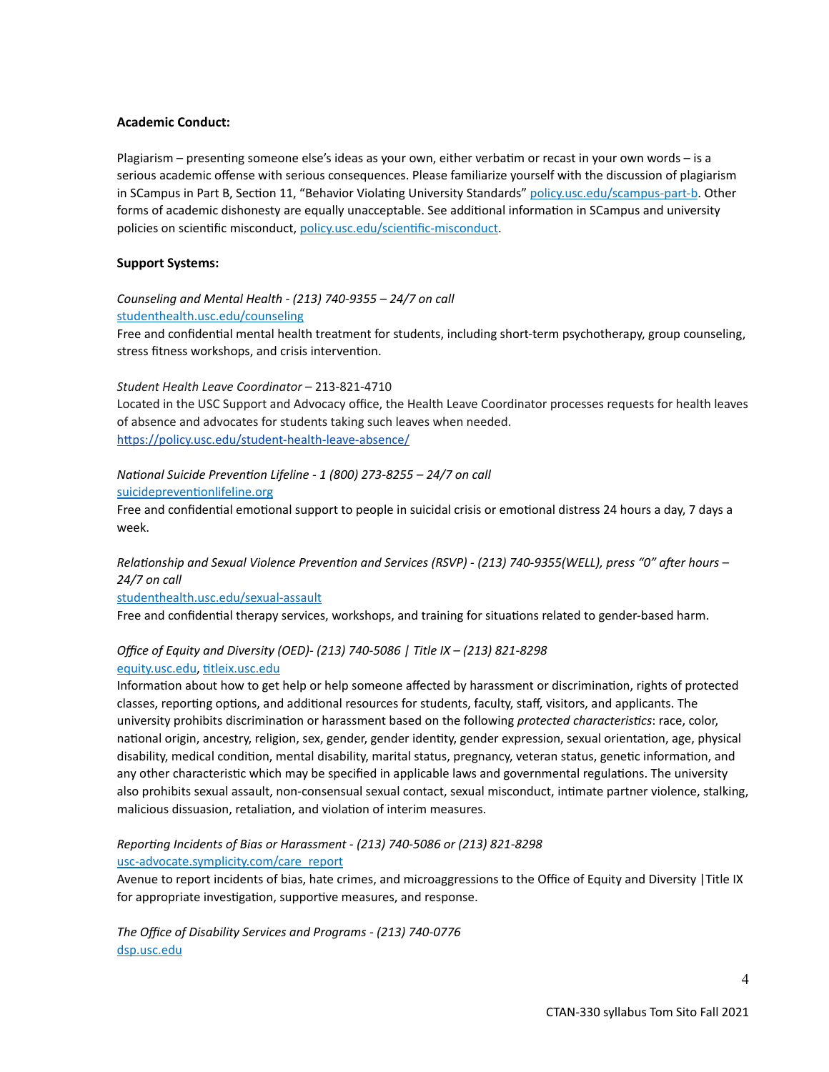**Academic Conduct:**

Plagiarism – presenting someone else's ideas as your own, either verbatim or recast in your own words – is a serious academic offense with serious consequences. Please familiarize yourself with the discussion of plagiarism in SCampus in Part B, Section 11, "Behavior Violating University Standards" policy.usc.edu/scampus-part-b. Other forms of academic dishonesty are equally unacceptable. See additional information in SCampus and university policies on scientific misconduct, policy.usc.edu/scientific-misconduct.

**Support Systems:**

*Counseling and Mental Health - (213) 740-9355 – 24/7 on call*
studenthealth.usc.edu/counseling
Free and confidential mental health treatment for students, including short-term psychotherapy, group counseling, stress fitness workshops, and crisis intervention.

*Student Health Leave Coordinator* – 213-821-4710
Located in the USC Support and Advocacy office, the Health Leave Coordinator processes requests for health leaves of absence and advocates for students taking such leaves when needed.
https://policy.usc.edu/student-health-leave-absence/

*National Suicide Prevention Lifeline - 1 (800) 273-8255 – 24/7 on call*
suicidepreventionlifeline.org
Free and confidential emotional support to people in suicidal crisis or emotional distress 24 hours a day, 7 days a week.

*Relationship and Sexual Violence Prevention and Services (RSVP) - (213) 740-9355(WELL), press "0" after hours – 24/7 on call*
studenthealth.usc.edu/sexual-assault
Free and confidential therapy services, workshops, and training for situations related to gender-based harm.

*Office of Equity and Diversity (OED)- (213) 740-5086 | Title IX – (213) 821-8298*
equity.usc.edu, titleix.usc.edu
Information about how to get help or help someone affected by harassment or discrimination, rights of protected classes, reporting options, and additional resources for students, faculty, staff, visitors, and applicants. The university prohibits discrimination or harassment based on the following *protected characteristics*: race, color, national origin, ancestry, religion, sex, gender, gender identity, gender expression, sexual orientation, age, physical disability, medical condition, mental disability, marital status, pregnancy, veteran status, genetic information, and any other characteristic which may be specified in applicable laws and governmental regulations. The university also prohibits sexual assault, non-consensual sexual contact, sexual misconduct, intimate partner violence, stalking, malicious dissuasion, retaliation, and violation of interim measures.

*Reporting Incidents of Bias or Harassment - (213) 740-5086 or (213) 821-8298*
usc-advocate.symplicity.com/care_report
Avenue to report incidents of bias, hate crimes, and microaggressions to the Office of Equity and Diversity |Title IX for appropriate investigation, supportive measures, and response.

*The Office of Disability Services and Programs - (213) 740-0776*
dsp.usc.edu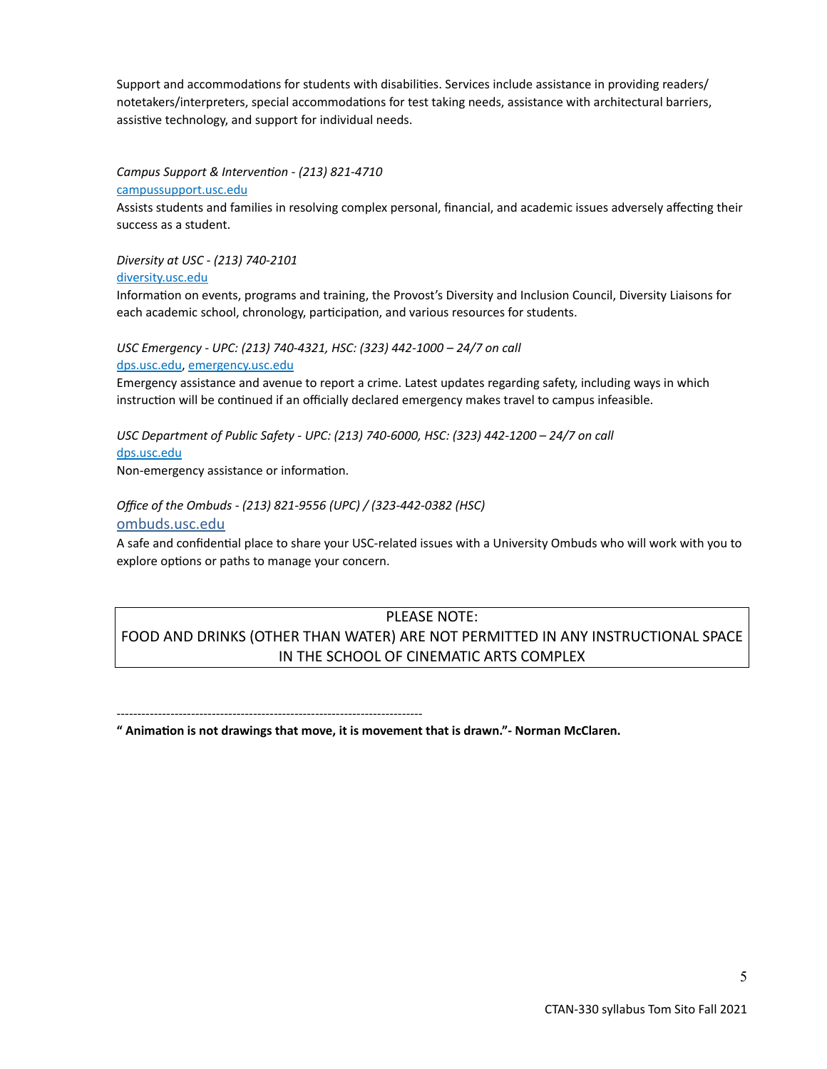Support and accommodations for students with disabilities. Services include assistance in providing readers/ notetakers/interpreters, special accommodations for test taking needs, assistance with architectural barriers, assistive technology, and support for individual needs.

*Campus Support & Intervention - (213) 821-4710*
campussupport.usc.edu
Assists students and families in resolving complex personal, financial, and academic issues adversely affecting their success as a student.

*Diversity at USC - (213) 740-2101*
diversity.usc.edu
Information on events, programs and training, the Provost's Diversity and Inclusion Council, Diversity Liaisons for each academic school, chronology, participation, and various resources for students.

*USC Emergency - UPC: (213) 740-4321, HSC: (323) 442-1000 – 24/7 on call*
dps.usc.edu, emergency.usc.edu
Emergency assistance and avenue to report a crime. Latest updates regarding safety, including ways in which instruction will be continued if an officially declared emergency makes travel to campus infeasible.

*USC Department of Public Safety - UPC: (213) 740-6000, HSC: (323) 442-1200 – 24/7 on call*
dps.usc.edu
Non-emergency assistance or information.

*Office of the Ombuds - (213) 821-9556 (UPC) / (323-442-0382 (HSC)*
ombuds.usc.edu
A safe and confidential place to share your USC-related issues with a University Ombuds who will work with you to explore options or paths to manage your concern.

PLEASE NOTE:
FOOD AND DRINKS (OTHER THAN WATER) ARE NOT PERMITTED IN ANY INSTRUCTIONAL SPACE IN THE SCHOOL OF CINEMATIC ARTS COMPLEX

---

**" Animation is not drawings that move, it is movement that is drawn."- Norman McClaren.**

CTAN-330 syllabus Tom Sito Fall 2021